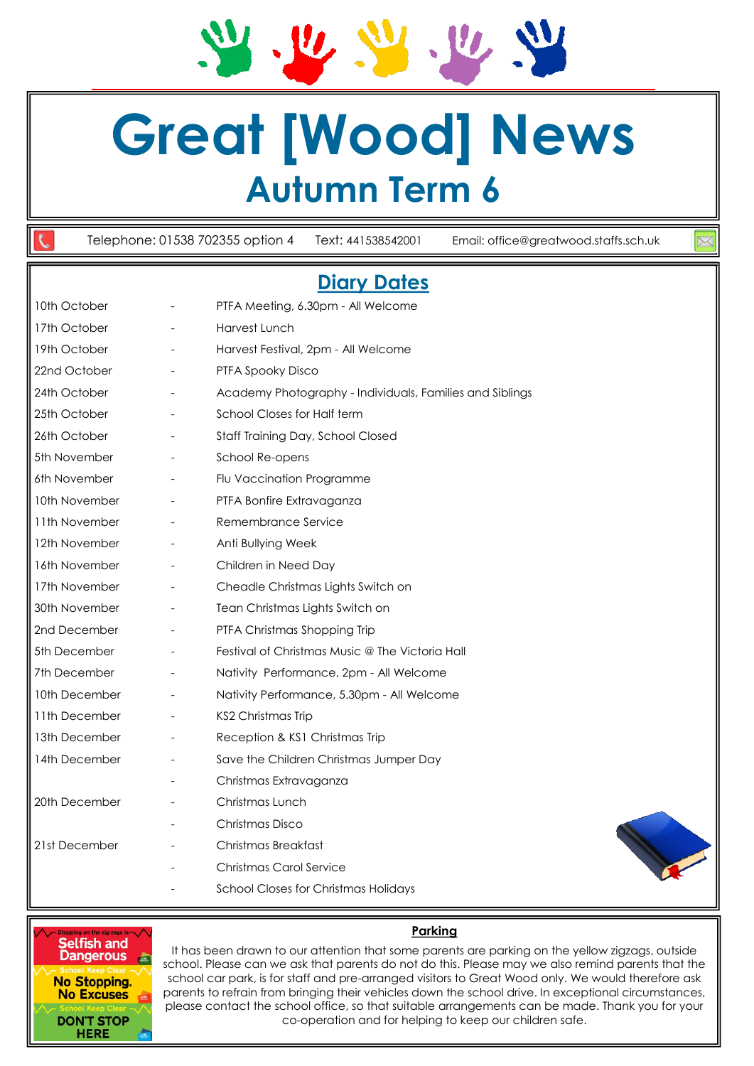# Great [Wood] News

## Autumn Term 6

Telephone: 01538 702355 option 4 Text: 441538542001 Email: office@greatwood.staffs.sch.uk

## Diary Dates

| | | |
|---|---|---|
| 10th October | - | PTFA Meeting, 6.30pm - All Welcome |
| 17th October | - | Harvest Lunch |
| 19th October | - | Harvest Festival, 2pm - All Welcome |
| 22nd October | - | PTFA Spooky Disco |
| 24th October | - | Academy Photography - Individuals, Families and Siblings |
| 25th October | - | School Closes for Half term |
| 26th October | - | Staff Training Day, School Closed |
| 5th November | - | School Re-opens |
| 6th November | - | Flu Vaccination Programme |
| 10th November | - | PTFA Bonfire Extravaganza |
| 11th November | - | Remembrance Service |
| 12th November | - | Anti Bullying Week |
| 16th November | - | Children in Need Day |
| 17th November | - | Cheadle Christmas Lights Switch on |
| 30th November | - | Tean Christmas Lights Switch on |
| 2nd December | - | PTFA Christmas Shopping Trip |
| 5th December | - | Festival of Christmas Music @ The Victoria Hall |
| 7th December | - | Nativity Performance, 2pm - All Welcome |
| 10th December | - | Nativity Performance, 5.30pm - All Welcome |
| 11th December | - | KS2 Christmas Trip |
| 13th December | - | Reception & KS1 Christmas Trip |
| 14th December | - | Save the Children Christmas Jumper Day |
| | - | Christmas Extravaganza |
| 20th December | - | Christmas Lunch |
| | - | Christmas Disco |
| 21st December | - | Christmas Breakfast |
| | - | Christmas Carol Service |
| | - | School Closes for Christmas Holidays |

Stopping on the zig-zags is Selfish and Dangerous
School Keep Clear — No Stopping. No Excuses
School Keep Clear — DON'T STOP HERE

### Parking

It has been drawn to our attention that some parents are parking on the yellow zigzags, outside school. Please can we ask that parents do not do this. Please may we also remind parents that the school car park, is for staff and pre-arranged visitors to Great Wood only. We would therefore ask parents to refrain from bringing their vehicles down the school drive. In exceptional circumstances, please contact the school office, so that suitable arrangements can be made. Thank you for your co-operation and for helping to keep our children safe.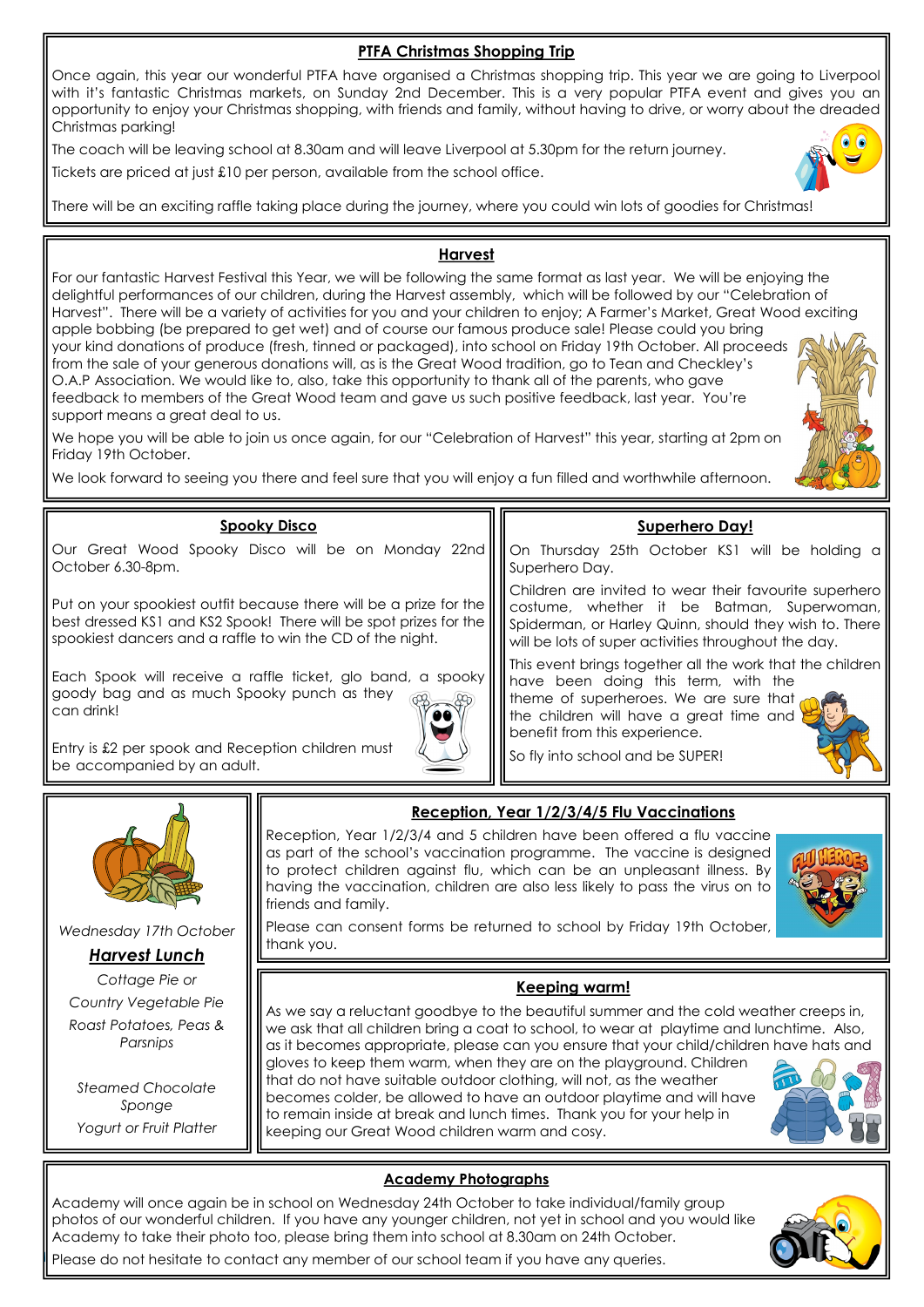## PTFA Christmas Shopping Trip

Once again, this year our wonderful PTFA have organised a Christmas shopping trip. This year we are going to Liverpool with it's fantastic Christmas markets, on Sunday 2nd December. This is a very popular PTFA event and gives you an opportunity to enjoy your Christmas shopping, with friends and family, without having to drive, or worry about the dreaded Christmas parking!

The coach will be leaving school at 8.30am and will leave Liverpool at 5.30pm for the return journey.

Tickets are priced at just £10 per person, available from the school office.

There will be an exciting raffle taking place during the journey, where you could win lots of goodies for Christmas!

## Harvest

For our fantastic Harvest Festival this Year, we will be following the same format as last year. We will be enjoying the delightful performances of our children, during the Harvest assembly, which will be followed by our "Celebration of Harvest". There will be a variety of activities for you and your children to enjoy; A Farmer's Market, Great Wood exciting apple bobbing (be prepared to get wet) and of course our famous produce sale! Please could you bring your kind donations of produce (fresh, tinned or packaged), into school on Friday 19th October. All proceeds from the sale of your generous donations will, as is the Great Wood tradition, go to Tean and Checkley's O.A.P Association. We would like to, also, take this opportunity to thank all of the parents, who gave feedback to members of the Great Wood team and gave us such positive feedback, last year. You're support means a great deal to us.

We hope you will be able to join us once again, for our "Celebration of Harvest" this year, starting at 2pm on Friday 19th October.

We look forward to seeing you there and feel sure that you will enjoy a fun filled and worthwhile afternoon.

## Spooky Disco

Our Great Wood Spooky Disco will be on Monday 22nd October 6.30-8pm.

Put on your spookiest outfit because there will be a prize for the best dressed KS1 and KS2 Spook! There will be spot prizes for the spookiest dancers and a raffle to win the CD of the night.

Each Spook will receive a raffle ticket, glo band, a spooky goody bag and as much Spooky punch as they can drink!

Entry is £2 per spook and Reception children must be accompanied by an adult.

## Superhero Day!

On Thursday 25th October KS1 will be holding a Superhero Day.

Children are invited to wear their favourite superhero costume, whether it be Batman, Superwoman, Spiderman, or Harley Quinn, should they wish to. There will be lots of super activities throughout the day.

This event brings together all the work that the children have been doing this term, with the theme of superheroes. We are sure that the children will have a great time and benefit from this experience.

So fly into school and be SUPER!

*Wednesday 17th October*

## *Harvest Lunch*

*Cottage Pie or*

*Country Vegetable Pie*

*Roast Potatoes, Peas & Parsnips*

*Steamed Chocolate Sponge*

*Yogurt or Fruit Platter*

## Reception, Year 1/2/3/4/5 Flu Vaccinations

Reception, Year 1/2/3/4 and 5 children have been offered a flu vaccine as part of the school's vaccination programme. The vaccine is designed to protect children against flu, which can be an unpleasant illness. By having the vaccination, children are also less likely to pass the virus on to friends and family.

Please can consent forms be returned to school by Friday 19th October, thank you.

## Keeping warm!

As we say a reluctant goodbye to the beautiful summer and the cold weather creeps in, we ask that all children bring a coat to school, to wear at playtime and lunchtime. Also, as it becomes appropriate, please can you ensure that your child/children have hats and gloves to keep them warm, when they are on the playground. Children that do not have suitable outdoor clothing, will not, as the weather becomes colder, be allowed to have an outdoor playtime and will have to remain inside at break and lunch times. Thank you for your help in keeping our Great Wood children warm and cosy.

## Academy Photographs

Academy will once again be in school on Wednesday 24th October to take individual/family group photos of our wonderful children. If you have any younger children, not yet in school and you would like Academy to take their photo too, please bring them into school at 8.30am on 24th October.

Please do not hesitate to contact any member of our school team if you have any queries.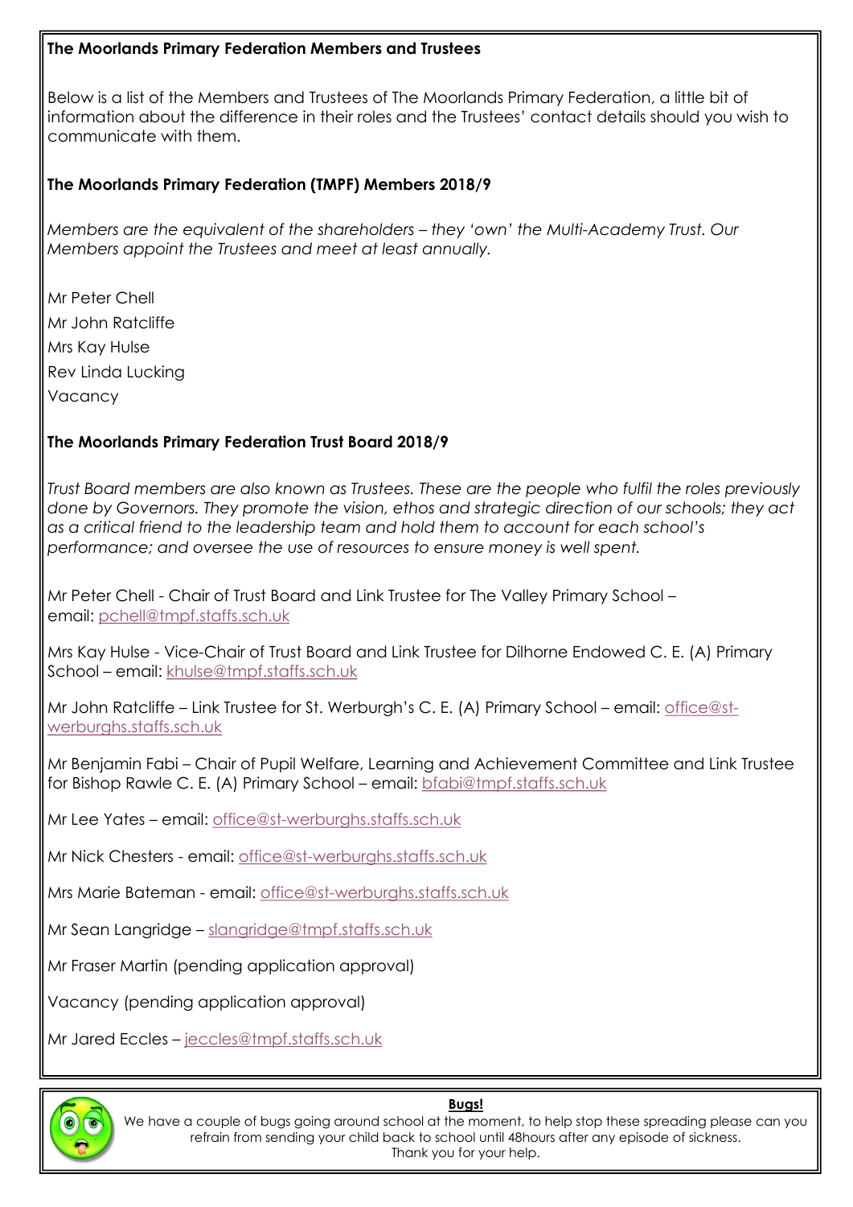## The Moorlands Primary Federation Members and Trustees

Below is a list of the Members and Trustees of The Moorlands Primary Federation, a little bit of information about the difference in their roles and the Trustees' contact details should you wish to communicate with them.

### The Moorlands Primary Federation (TMPF) Members 2018/9

*Members are the equivalent of the shareholders – they 'own' the Multi-Academy Trust. Our Members appoint the Trustees and meet at least annually.*

Mr Peter Chell
Mr John Ratcliffe
Mrs Kay Hulse
Rev Linda Lucking
Vacancy

### The Moorlands Primary Federation Trust Board 2018/9

*Trust Board members are also known as Trustees. These are the people who fulfil the roles previously done by Governors. They promote the vision, ethos and strategic direction of our schools; they act as a critical friend to the leadership team and hold them to account for each school's performance; and oversee the use of resources to ensure money is well spent.*

Mr Peter Chell - Chair of Trust Board and Link Trustee for The Valley Primary School – email: pchell@tmpf.staffs.sch.uk

Mrs Kay Hulse - Vice-Chair of Trust Board and Link Trustee for Dilhorne Endowed C. E. (A) Primary School – email: khulse@tmpf.staffs.sch.uk

Mr John Ratcliffe – Link Trustee for St. Werburgh's C. E. (A) Primary School – email: office@st-werburghs.staffs.sch.uk

Mr Benjamin Fabi – Chair of Pupil Welfare, Learning and Achievement Committee and Link Trustee for Bishop Rawle C. E. (A) Primary School – email: bfabi@tmpf.staffs.sch.uk

Mr Lee Yates – email: office@st-werburghs.staffs.sch.uk

Mr Nick Chesters - email: office@st-werburghs.staffs.sch.uk

Mrs Marie Bateman - email: office@st-werburghs.staffs.sch.uk

Mr Sean Langridge – slangridge@tmpf.staffs.sch.uk

Mr Fraser Martin (pending application approval)

Vacancy (pending application approval)

Mr Jared Eccles – jeccles@tmpf.staffs.sch.uk

**Bugs!**

We have a couple of bugs going around school at the moment, to help stop these spreading please can you refrain from sending your child back to school until 48hours after any episode of sickness.
Thank you for your help.